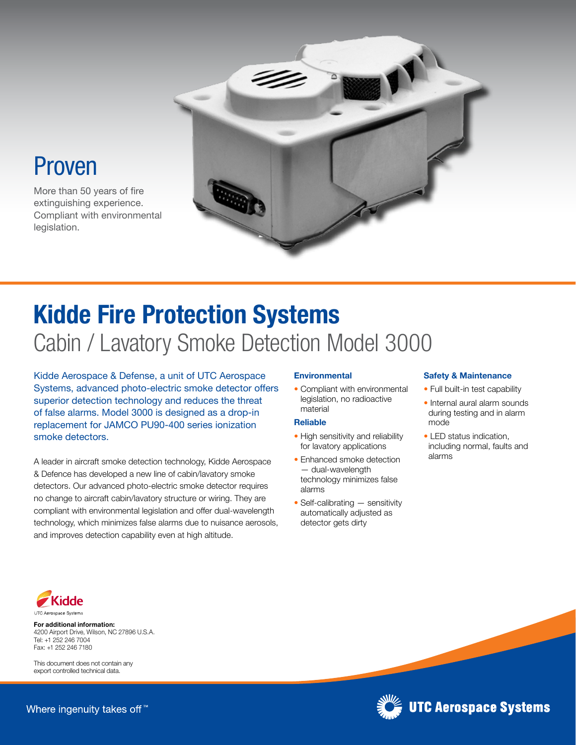## Proven

More than 50 years of fire extinguishing experience. Compliant with environmental legislation.

# Kidde Fire Protection Systems

## Cabin / Lavatory Smoke Detection Model 3000

Kidde Aerospace & Defense, a unit of UTC Aerospace Systems, advanced photo-electric smoke detector offers superior detection technology and reduces the threat of false alarms. Model 3000 is designed as a drop-in replacement for JAMCO PU90-400 series ionization smoke detectors.

A leader in aircraft smoke detection technology, Kidde Aerospace & Defence has developed a new line of cabin/lavatory smoke detectors. Our advanced photo-electric smoke detector requires no change to aircraft cabin/lavatory structure or wiring. They are compliant with environmental legislation and offer dual-wavelength technology, which minimizes false alarms due to nuisance aerosols, and improves detection capability even at high altitude.

### Environmental

- Compliant with environmental legislation, no radioactive material

### Reliable

- High sensitivity and reliability for lavatory applications
- Enhanced smoke detection — dual-wavelength technology minimizes false alarms
- Self-calibrating — sensitivity automatically adjusted as detector gets dirty

### Safety & Maintenance

- Full built-in test capability
- Internal aural alarm sounds during testing and in alarm mode
- LED status indication, including normal, faults and alarms

Kidde
UTC Aerospace Systems

**For additional information:**
4200 Airport Drive, Wilson, NC 27896 U.S.A.
Tel: +1 252 246 7004
Fax: +1 252 246 7180

This document does not contain any export controlled technical data.

Where ingenuity takes off™

UTC Aerospace Systems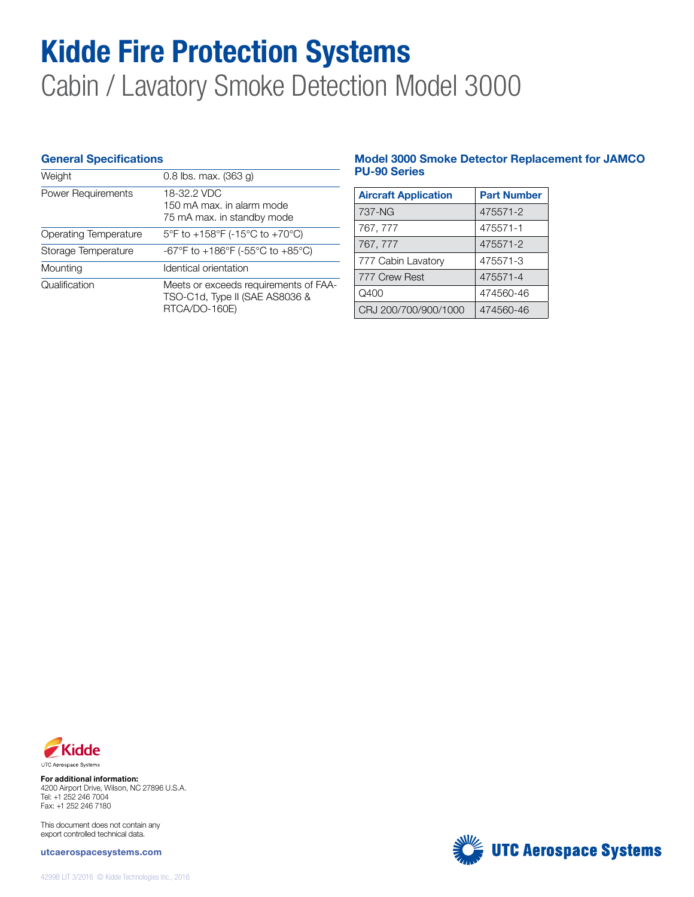# Kidde Fire Protection Systems

## Cabin / Lavatory Smoke Detection Model 3000

### General Specifications

| | |
|---|---|
| Weight | 0.8 lbs. max. (363 g) |
| Power Requirements | 18-32.2 VDC<br>150 mA max. in alarm mode<br>75 mA max. in standby mode |
| Operating Temperature | 5°F to +158°F (-15°C to +70°C) |
| Storage Temperature | -67°F to +186°F (-55°C to +85°C) |
| Mounting | Identical orientation |
| Qualification | Meets or exceeds requirements of FAA-TSO-C1d, Type II (SAE AS8036 & RTCA/DO-160E) |

### Model 3000 Smoke Detector Replacement for JAMCO PU-90 Series

| Aircraft Application | Part Number |
|---|---|
| 737-NG | 475571-2 |
| 767, 777 | 475571-1 |
| 767, 777 | 475571-2 |
| 777 Cabin Lavatory | 475571-3 |
| 777 Crew Rest | 475571-4 |
| Q400 | 474560-46 |
| CRJ 200/700/900/1000 | 474560-46 |

Kidde
UTC Aerospace Systems

**For additional information:**
4200 Airport Drive, Wilson, NC 27896 U.S.A.
Tel: +1 252 246 7004
Fax: +1 252 246 7180

This document does not contain any export controlled technical data.

**utcaerospacesystems.com**

4299B LIT 3/2016 © Kidde Technologies Inc., 2016

UTC Aerospace Systems